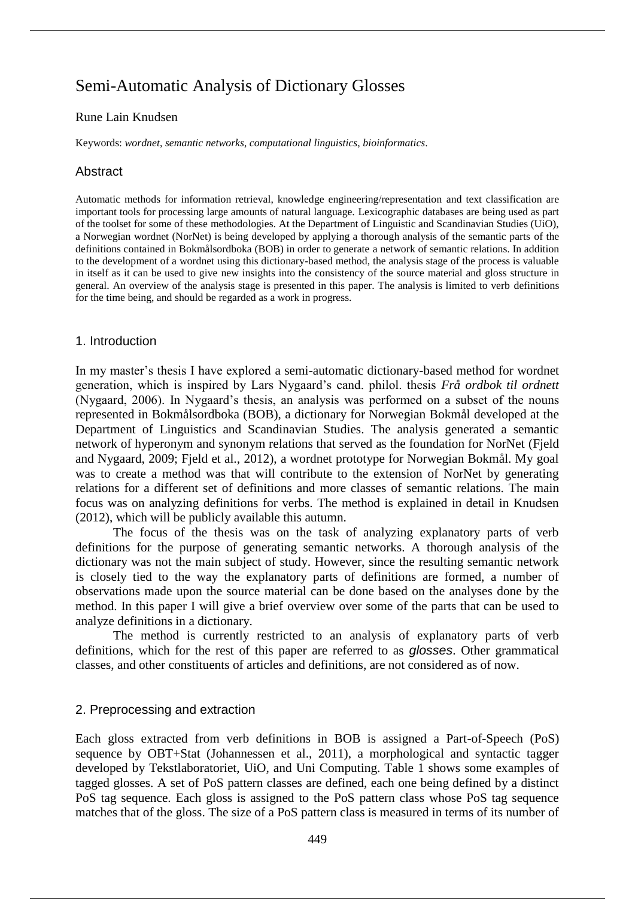# Semi-Automatic Analysis of Dictionary Glosses

Rune Lain Knudsen

Keywords: *wordnet*, *semantic networks*, *computational linguistics*, *bioinformatics*.

## Abstract

Automatic methods for information retrieval, knowledge engineering/representation and text classification are important tools for processing large amounts of natural language. Lexicographic databases are being used as part of the toolset for some of these methodologies. At the Department of Linguistic and Scandinavian Studies (UiO), a Norwegian wordnet (NorNet) is being developed by applying a thorough analysis of the semantic parts of the definitions contained in Bokmålsordboka (BOB) in order to generate a network of semantic relations. In addition to the development of a wordnet using this dictionary-based method, the analysis stage of the process is valuable in itself as it can be used to give new insights into the consistency of the source material and gloss structure in general. An overview of the analysis stage is presented in this paper. The analysis is limited to verb definitions for the time being, and should be regarded as a work in progress.

## 1. Introduction

In my master's thesis I have explored a semi-automatic dictionary-based method for wordnet generation, which is inspired by Lars Nygaard's cand. philol. thesis *Frå ordbok til ordnett* (Nygaard, 2006). In Nygaard's thesis, an analysis was performed on a subset of the nouns represented in Bokmålsordboka (BOB), a dictionary for Norwegian Bokmål developed at the Department of Linguistics and Scandinavian Studies. The analysis generated a semantic network of hyperonym and synonym relations that served as the foundation for NorNet (Fjeld and Nygaard, 2009; Fjeld et al., 2012), a wordnet prototype for Norwegian Bokmål. My goal was to create a method was that will contribute to the extension of NorNet by generating relations for a different set of definitions and more classes of semantic relations. The main focus was on analyzing definitions for verbs. The method is explained in detail in Knudsen (2012), which will be publicly available this autumn.

The focus of the thesis was on the task of analyzing explanatory parts of verb definitions for the purpose of generating semantic networks. A thorough analysis of the dictionary was not the main subject of study. However, since the resulting semantic network is closely tied to the way the explanatory parts of definitions are formed, a number of observations made upon the source material can be done based on the analyses done by the method. In this paper I will give a brief overview over some of the parts that can be used to analyze definitions in a dictionary.

The method is currently restricted to an analysis of explanatory parts of verb definitions, which for the rest of this paper are referred to as *glosses*. Other grammatical classes, and other constituents of articles and definitions, are not considered as of now.

## 2. Preprocessing and extraction

Each gloss extracted from verb definitions in BOB is assigned a Part-of-Speech (PoS) sequence by OBT+Stat (Johannessen et al., 2011), a morphological and syntactic tagger developed by Tekstlaboratoriet, UiO, and Uni Computing. Table 1 shows some examples of tagged glosses. A set of PoS pattern classes are defined, each one being defined by a distinct PoS tag sequence. Each gloss is assigned to the PoS pattern class whose PoS tag sequence matches that of the gloss. The size of a PoS pattern class is measured in terms of its number of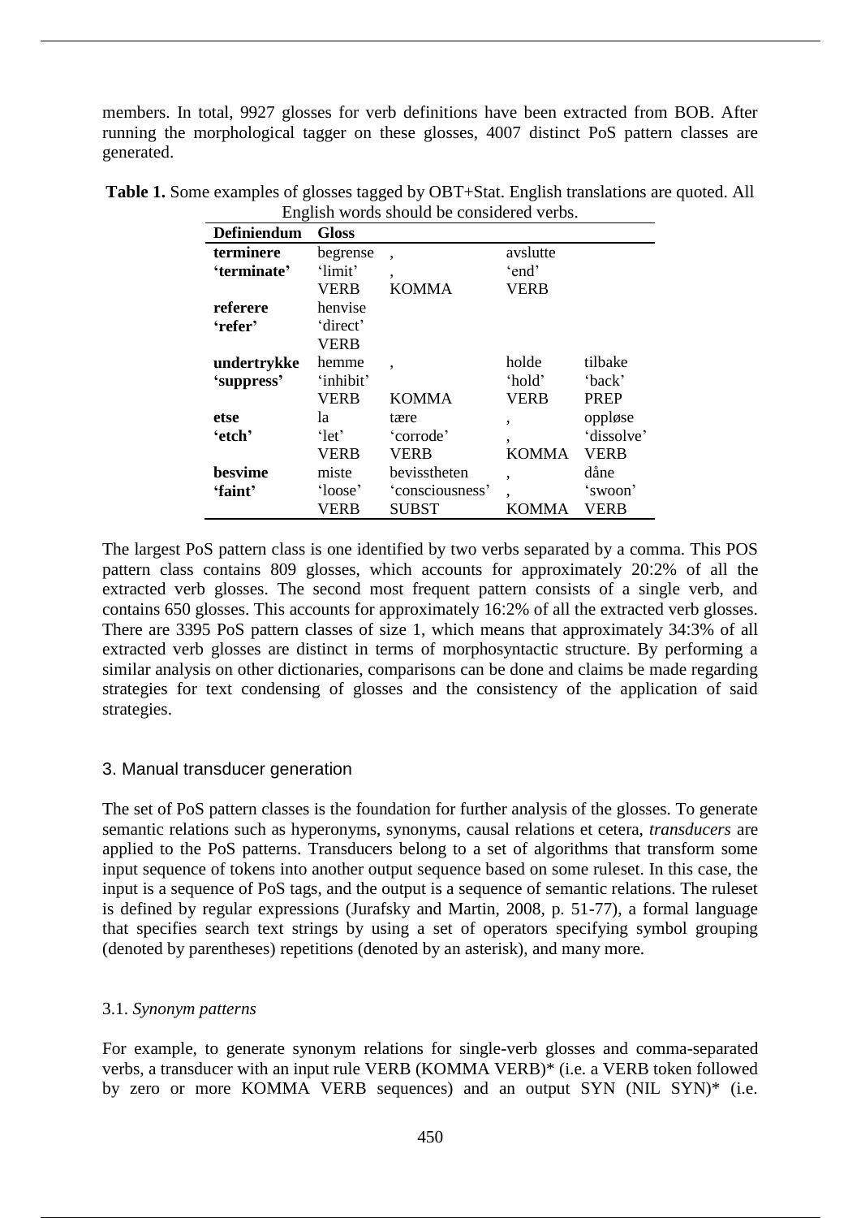members. In total, 9927 glosses for verb definitions have been extracted from BOB. After running the morphological tagger on these glosses, 4007 distinct PoS pattern classes are generated.

**Table 1.** Some examples of glosses tagged by OBT+Stat. English translations are quoted. All English words should be considered verbs.

| Definiendum | Gloss | | | |
|---|---|---|---|---|
| **terminere** | begrense | , | avslutte | |
| **'terminate'** | 'limit' | , | 'end' | |
| | VERB | KOMMA | VERB | |
| **referere** | henvise | | | |
| **'refer'** | 'direct' | | | |
| | VERB | | | |
| **undertrykke** | hemme | , | holde | tilbake |
| **'suppress'** | 'inhibit' | | 'hold' | 'back' |
| | VERB | KOMMA | VERB | PREP |
| **etse** | la | tære | , | oppløse |
| **'etch'** | 'let' | 'corrode' | , | 'dissolve' |
| | VERB | VERB | KOMMA | VERB |
| **besvime** | miste | bevisstheten | , | dåne |
| **'faint'** | 'loose' | 'consciousness' | , | 'swoon' |
| | VERB | SUBST | KOMMA | VERB |

The largest PoS pattern class is one identified by two verbs separated by a comma. This POS pattern class contains 809 glosses, which accounts for approximately 20:2% of all the extracted verb glosses. The second most frequent pattern consists of a single verb, and contains 650 glosses. This accounts for approximately 16:2% of all the extracted verb glosses. There are 3395 PoS pattern classes of size 1, which means that approximately 34:3% of all extracted verb glosses are distinct in terms of morphosyntactic structure. By performing a similar analysis on other dictionaries, comparisons can be done and claims be made regarding strategies for text condensing of glosses and the consistency of the application of said strategies.

## 3. Manual transducer generation

The set of PoS pattern classes is the foundation for further analysis of the glosses. To generate semantic relations such as hyperonyms, synonyms, causal relations et cetera, *transducers* are applied to the PoS patterns. Transducers belong to a set of algorithms that transform some input sequence of tokens into another output sequence based on some ruleset. In this case, the input is a sequence of PoS tags, and the output is a sequence of semantic relations. The ruleset is defined by regular expressions (Jurafsky and Martin, 2008, p. 51-77), a formal language that specifies search text strings by using a set of operators specifying symbol grouping (denoted by parentheses) repetitions (denoted by an asterisk), and many more.

### 3.1. *Synonym patterns*

For example, to generate synonym relations for single-verb glosses and comma-separated verbs, a transducer with an input rule VERB (KOMMA VERB)* (i.e. a VERB token followed by zero or more KOMMA VERB sequences) and an output SYN (NIL SYN)* (i.e.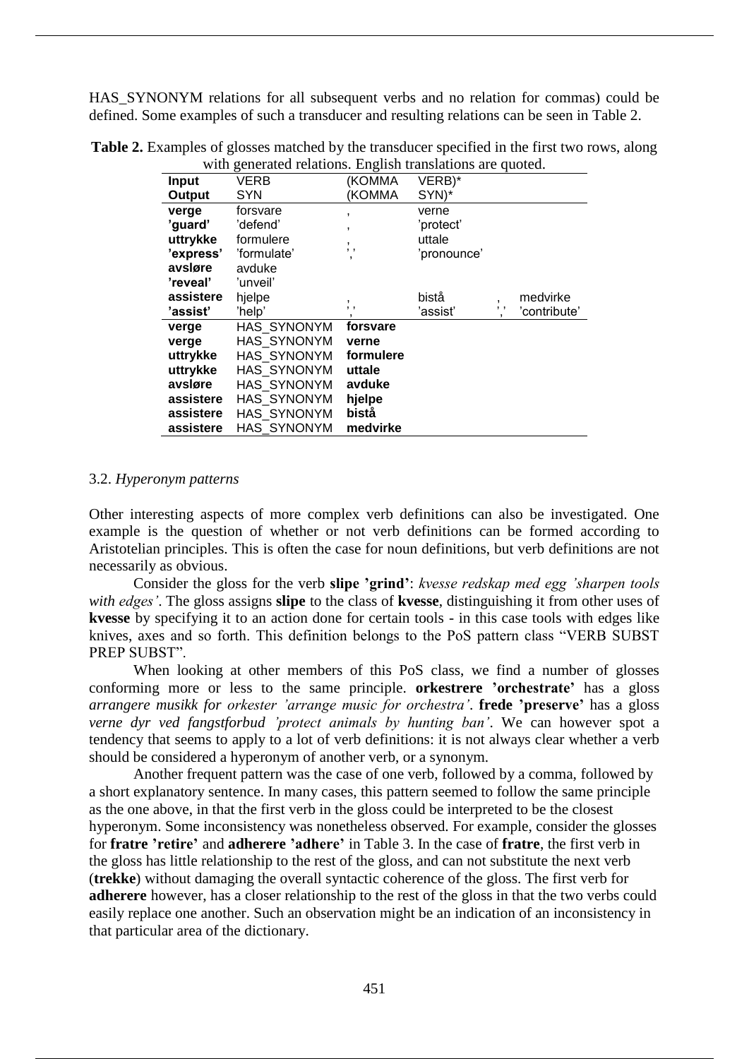HAS_SYNONYM relations for all subsequent verbs and no relation for commas) could be defined. Some examples of such a transducer and resulting relations can be seen in Table 2.

**Table 2.** Examples of glosses matched by the transducer specified in the first two rows, along with generated relations. English translations are quoted.

| **Input** | VERB | (KOMMA | VERB)* | | |
|---|---|---|---|---|---|
| **Output** | SYN | (KOMMA | SYN)* | | |
| **verge** | forsvare | , | verne | | |
| **'guard'** | 'defend' | , | 'protect' | | |
| **uttrykke** | formulere | , | uttale | | |
| **'express'** | 'formulate' | ',' | 'pronounce' | | |
| **avsløre** | avduke | | | | |
| **'reveal'** | 'unveil' | | | | |
| **assistere** | hjelpe | , | bistå | , | medvirke |
| **'assist'** | 'help' | ',' | 'assist' | ',' | 'contribute' |
| **verge** | HAS_SYNONYM | **forsvare** | | | |
| **verge** | HAS_SYNONYM | **verne** | | | |
| **uttrykke** | HAS_SYNONYM | **formulere** | | | |
| **uttrykke** | HAS_SYNONYM | **uttale** | | | |
| **avsløre** | HAS_SYNONYM | **avduke** | | | |
| **assistere** | HAS_SYNONYM | **hjelpe** | | | |
| **assistere** | HAS_SYNONYM | **bistå** | | | |
| **assistere** | HAS_SYNONYM | **medvirke** | | | |

### 3.2. *Hyperonym patterns*

Other interesting aspects of more complex verb definitions can also be investigated. One example is the question of whether or not verb definitions can be formed according to Aristotelian principles. This is often the case for noun definitions, but verb definitions are not necessarily as obvious.

Consider the gloss for the verb **slipe 'grind'**: *kvesse redskap med egg 'sharpen tools with edges'*. The gloss assigns **slipe** to the class of **kvesse**, distinguishing it from other uses of **kvesse** by specifying it to an action done for certain tools - in this case tools with edges like knives, axes and so forth. This definition belongs to the PoS pattern class "VERB SUBST PREP SUBST".

When looking at other members of this PoS class, we find a number of glosses conforming more or less to the same principle. **orkestrere 'orchestrate'** has a gloss *arrangere musikk for orkester 'arrange music for orchestra'*. **frede 'preserve'** has a gloss *verne dyr ved fangstforbud 'protect animals by hunting ban'*. We can however spot a tendency that seems to apply to a lot of verb definitions: it is not always clear whether a verb should be considered a hyperonym of another verb, or a synonym.

Another frequent pattern was the case of one verb, followed by a comma, followed by a short explanatory sentence. In many cases, this pattern seemed to follow the same principle as the one above, in that the first verb in the gloss could be interpreted to be the closest hyperonym. Some inconsistency was nonetheless observed. For example, consider the glosses for **fratre 'retire'** and **adherere 'adhere'** in Table 3. In the case of **fratre**, the first verb in the gloss has little relationship to the rest of the gloss, and can not substitute the next verb (**trekke**) without damaging the overall syntactic coherence of the gloss. The first verb for **adherere** however, has a closer relationship to the rest of the gloss in that the two verbs could easily replace one another. Such an observation might be an indication of an inconsistency in that particular area of the dictionary.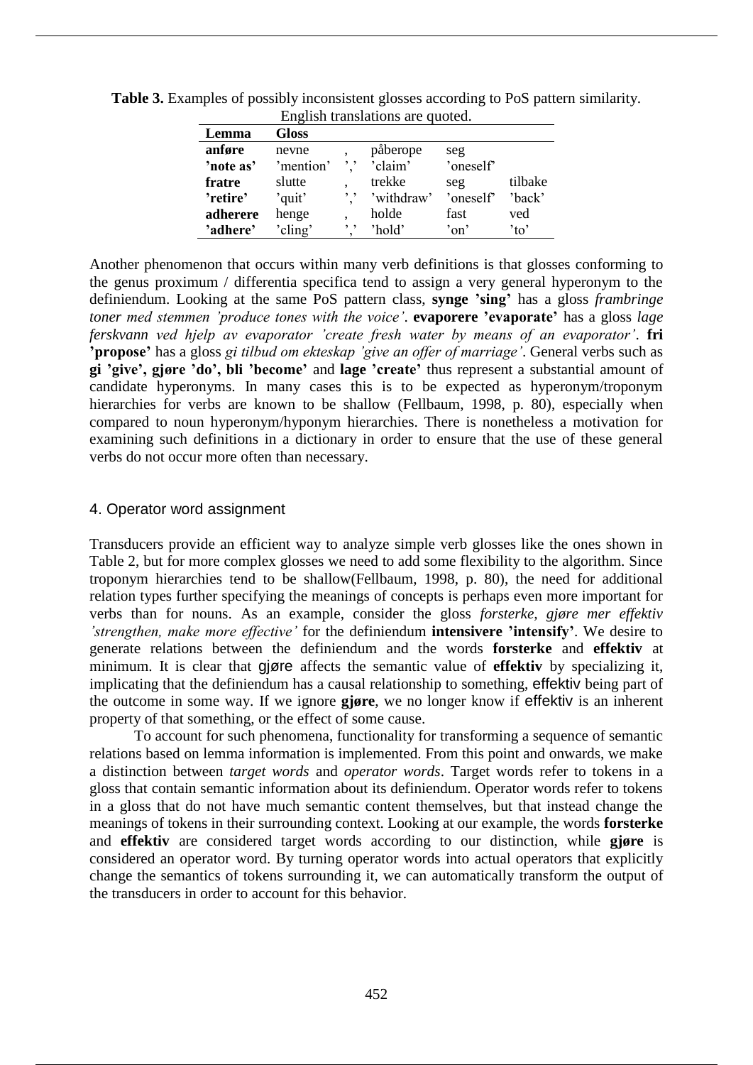**Table 3.** Examples of possibly inconsistent glosses according to PoS pattern similarity. English translations are quoted.

| Lemma | Gloss | | | | |
|---|---|---|---|---|---|
| **anføre** | nevne | , | påberope | seg | |
| **'note as'** | 'mention' | ',' | 'claim' | 'oneself' | |
| **fratre** | slutte | , | trekke | seg | tilbake |
| **'retire'** | 'quit' | ',' | 'withdraw' | 'oneself' | 'back' |
| **adherere** | henge | , | holde | fast | ved |
| **'adhere'** | 'cling' | ',' | 'hold' | 'on' | 'to' |

Another phenomenon that occurs within many verb definitions is that glosses conforming to the genus proximum / differentia specifica tend to assign a very general hyperonym to the definiendum. Looking at the same PoS pattern class, **synge 'sing'** has a gloss *frambringe toner med stemmen 'produce tones with the voice'*. **evaporere 'evaporate'** has a gloss *lage ferskvann ved hjelp av evaporator 'create fresh water by means of an evaporator'*. **fri 'propose'** has a gloss *gi tilbud om ekteskap 'give an offer of marriage'*. General verbs such as **gi 'give', gjøre 'do', bli 'become'** and **lage 'create'** thus represent a substantial amount of candidate hyperonyms. In many cases this is to be expected as hyperonym/troponym hierarchies for verbs are known to be shallow (Fellbaum, 1998, p. 80), especially when compared to noun hyperonym/hyponym hierarchies. There is nonetheless a motivation for examining such definitions in a dictionary in order to ensure that the use of these general verbs do not occur more often than necessary.

## 4. Operator word assignment

Transducers provide an efficient way to analyze simple verb glosses like the ones shown in Table 2, but for more complex glosses we need to add some flexibility to the algorithm. Since troponym hierarchies tend to be shallow(Fellbaum, 1998, p. 80), the need for additional relation types further specifying the meanings of concepts is perhaps even more important for verbs than for nouns. As an example, consider the gloss *forsterke, gjøre mer effektiv 'strengthen, make more effective'* for the definiendum **intensivere 'intensify'**. We desire to generate relations between the definiendum and the words **forsterke** and **effektiv** at minimum. It is clear that gjøre affects the semantic value of **effektiv** by specializing it, implicating that the definiendum has a causal relationship to something, effektiv being part of the outcome in some way. If we ignore **gjøre**, we no longer know if effektiv is an inherent property of that something, or the effect of some cause.

To account for such phenomena, functionality for transforming a sequence of semantic relations based on lemma information is implemented. From this point and onwards, we make a distinction between *target words* and *operator words*. Target words refer to tokens in a gloss that contain semantic information about its definiendum. Operator words refer to tokens in a gloss that do not have much semantic content themselves, but that instead change the meanings of tokens in their surrounding context. Looking at our example, the words **forsterke** and **effektiv** are considered target words according to our distinction, while **gjøre** is considered an operator word. By turning operator words into actual operators that explicitly change the semantics of tokens surrounding it, we can automatically transform the output of the transducers in order to account for this behavior.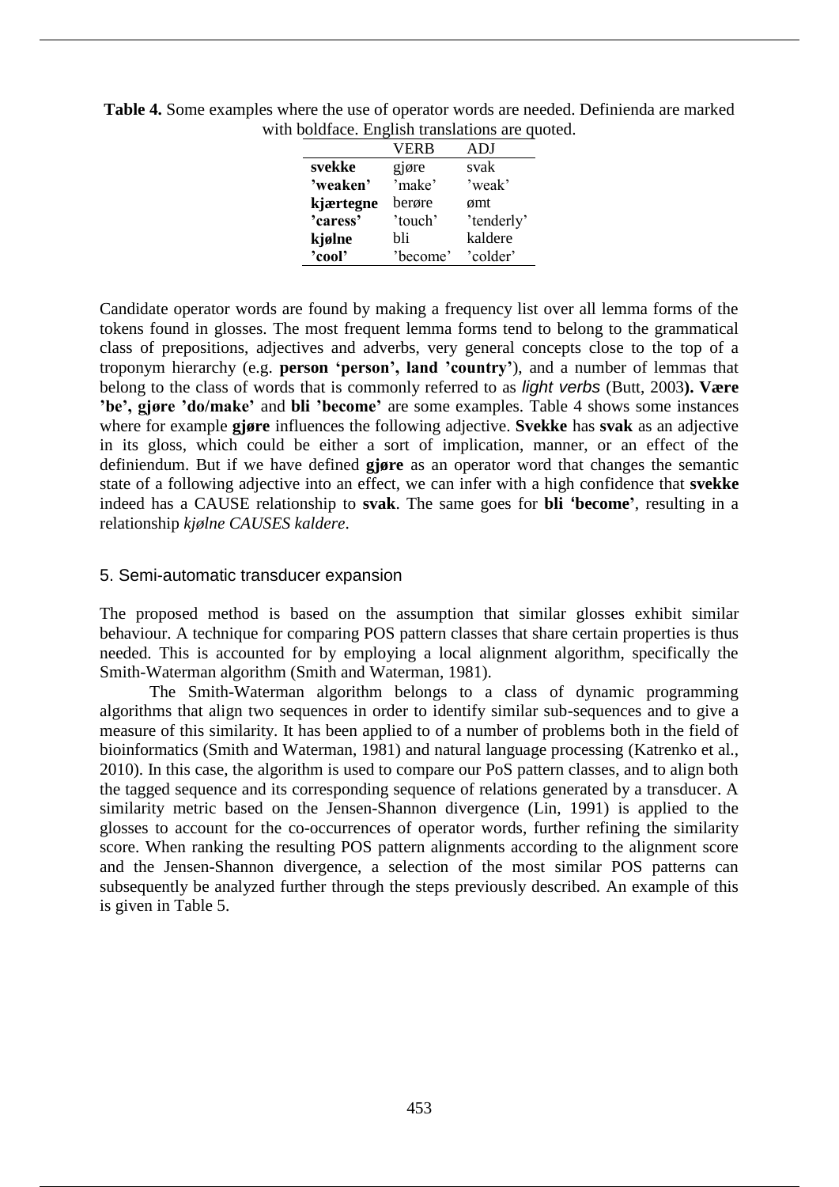**Table 4.** Some examples where the use of operator words are needed. Definienda are marked with boldface. English translations are quoted.

| | VERB | ADJ |
|---|---|---|
| **svekke** | gjøre | svak |
| **’weaken’** | ’make’ | ’weak’ |
| **kjærtegne** | berøre | ømt |
| **’caress’** | ’touch’ | ’tenderly’ |
| **kjølne** | bli | kaldere |
| **’cool’** | ’become’ | ’colder’ |

Candidate operator words are found by making a frequency list over all lemma forms of the tokens found in glosses. The most frequent lemma forms tend to belong to the grammatical class of prepositions, adjectives and adverbs, very general concepts close to the top of a troponym hierarchy (e.g. **person ‘person’, land ’country’**), and a number of lemmas that belong to the class of words that is commonly referred to as *light verbs* (Butt, 2003**). Være ’be’, gjøre ’do/make’** and **bli ’become’** are some examples. Table 4 shows some instances where for example **gjøre** influences the following adjective. **Svekke** has **svak** as an adjective in its gloss, which could be either a sort of implication, manner, or an effect of the definiendum. But if we have defined **gjøre** as an operator word that changes the semantic state of a following adjective into an effect, we can infer with a high confidence that **svekke** indeed has a CAUSE relationship to **svak**. The same goes for **bli ‘become’**, resulting in a relationship *kjølne CAUSES kaldere*.

## 5. Semi-automatic transducer expansion

The proposed method is based on the assumption that similar glosses exhibit similar behaviour. A technique for comparing POS pattern classes that share certain properties is thus needed. This is accounted for by employing a local alignment algorithm, specifically the Smith-Waterman algorithm (Smith and Waterman, 1981).

The Smith-Waterman algorithm belongs to a class of dynamic programming algorithms that align two sequences in order to identify similar sub-sequences and to give a measure of this similarity. It has been applied to of a number of problems both in the field of bioinformatics (Smith and Waterman, 1981) and natural language processing (Katrenko et al., 2010). In this case, the algorithm is used to compare our PoS pattern classes, and to align both the tagged sequence and its corresponding sequence of relations generated by a transducer. A similarity metric based on the Jensen-Shannon divergence (Lin, 1991) is applied to the glosses to account for the co-occurrences of operator words, further refining the similarity score. When ranking the resulting POS pattern alignments according to the alignment score and the Jensen-Shannon divergence, a selection of the most similar POS patterns can subsequently be analyzed further through the steps previously described. An example of this is given in Table 5.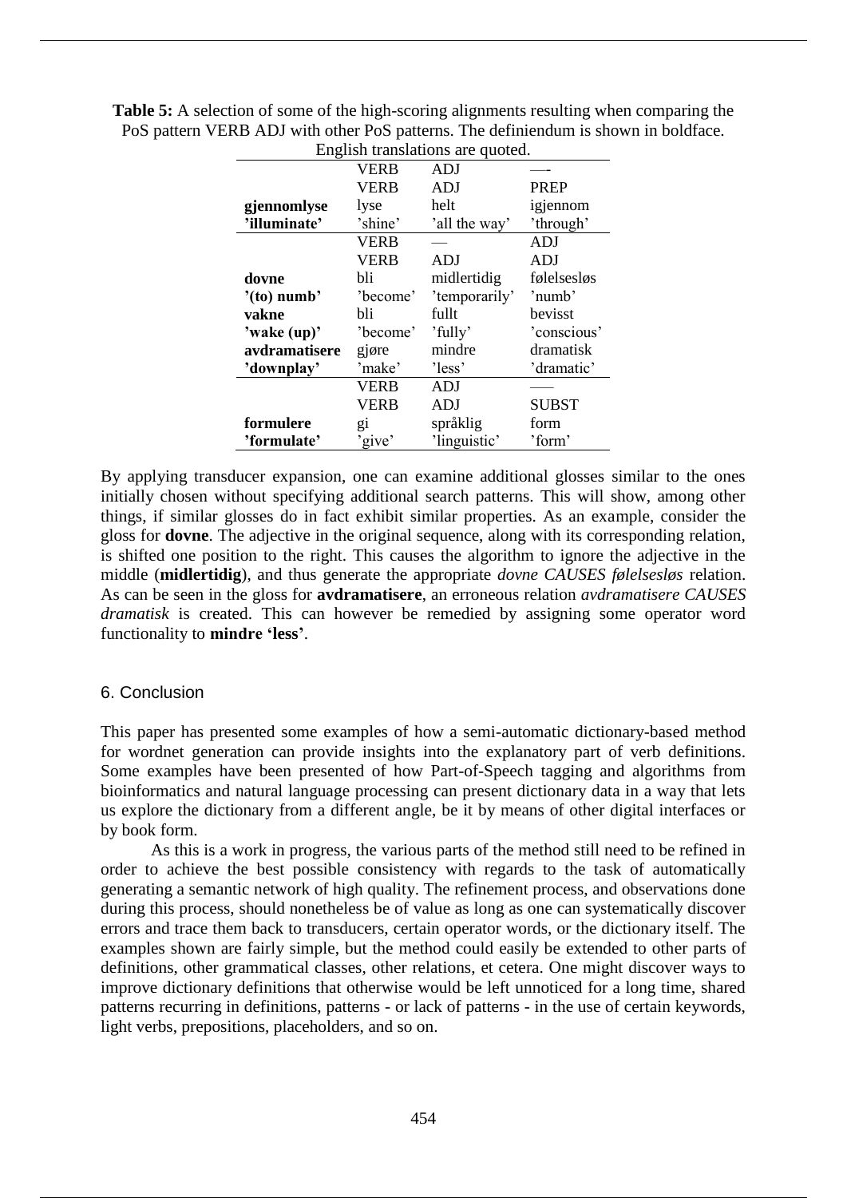**Table 5:** A selection of some of the high-scoring alignments resulting when comparing the PoS pattern VERB ADJ with other PoS patterns. The definiendum is shown in boldface. English translations are quoted.

| | VERB | ADJ | — |
|---|---|---|---|
| | VERB | ADJ | PREP |
| **gjennomlyse** | lyse | helt | igjennom |
| **'illuminate'** | 'shine' | 'all the way' | 'through' |
| | VERB | — | ADJ |
| | VERB | ADJ | ADJ |
| **dovne** | bli | midlertidig | følelsesløs |
| **'(to) numb'** | 'become' | 'temporarily' | 'numb' |
| **vakne** | bli | fullt | bevisst |
| **'wake (up)'** | 'become' | 'fully' | 'conscious' |
| **avdramatisere** | gjøre | mindre | dramatisk |
| **'downplay'** | 'make' | 'less' | 'dramatic' |
| | VERB | ADJ | — |
| | VERB | ADJ | SUBST |
| **formulere** | gi | språklig | form |
| **'formulate'** | 'give' | 'linguistic' | 'form' |

By applying transducer expansion, one can examine additional glosses similar to the ones initially chosen without specifying additional search patterns. This will show, among other things, if similar glosses do in fact exhibit similar properties. As an example, consider the gloss for **dovne**. The adjective in the original sequence, along with its corresponding relation, is shifted one position to the right. This causes the algorithm to ignore the adjective in the middle (**midlertidig**), and thus generate the appropriate *dovne CAUSES følelsesløs* relation. As can be seen in the gloss for **avdramatisere**, an erroneous relation *avdramatisere CAUSES dramatisk* is created. This can however be remedied by assigning some operator word functionality to **mindre 'less'**.

## 6. Conclusion

This paper has presented some examples of how a semi-automatic dictionary-based method for wordnet generation can provide insights into the explanatory part of verb definitions. Some examples have been presented of how Part-of-Speech tagging and algorithms from bioinformatics and natural language processing can present dictionary data in a way that lets us explore the dictionary from a different angle, be it by means of other digital interfaces or by book form.

As this is a work in progress, the various parts of the method still need to be refined in order to achieve the best possible consistency with regards to the task of automatically generating a semantic network of high quality. The refinement process, and observations done during this process, should nonetheless be of value as long as one can systematically discover errors and trace them back to transducers, certain operator words, or the dictionary itself. The examples shown are fairly simple, but the method could easily be extended to other parts of definitions, other grammatical classes, other relations, et cetera. One might discover ways to improve dictionary definitions that otherwise would be left unnoticed for a long time, shared patterns recurring in definitions, patterns - or lack of patterns - in the use of certain keywords, light verbs, prepositions, placeholders, and so on.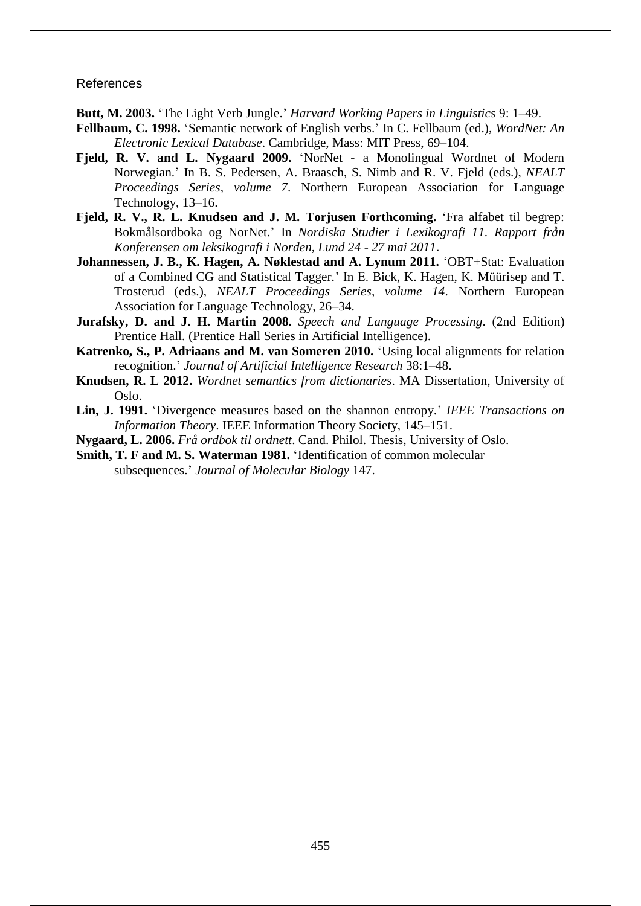## References

**Butt, M. 2003.** 'The Light Verb Jungle.' *Harvard Working Papers in Linguistics* 9: 1–49.

**Fellbaum, C. 1998.** 'Semantic network of English verbs.' In C. Fellbaum (ed.), *WordNet: An Electronic Lexical Database*. Cambridge, Mass: MIT Press, 69–104.

**Fjeld, R. V. and L. Nygaard 2009.** 'NorNet - a Monolingual Wordnet of Modern Norwegian.' In B. S. Pedersen, A. Braasch, S. Nimb and R. V. Fjeld (eds.), *NEALT Proceedings Series, volume 7*. Northern European Association for Language Technology, 13–16.

**Fjeld, R. V., R. L. Knudsen and J. M. Torjusen Forthcoming.** 'Fra alfabet til begrep: Bokmålsordboka og NorNet.' In *Nordiska Studier i Lexikografi 11. Rapport från Konferensen om leksikografi i Norden, Lund 24 - 27 mai 2011*.

**Johannessen, J. B., K. Hagen, A. Nøklestad and A. Lynum 2011.** 'OBT+Stat: Evaluation of a Combined CG and Statistical Tagger.' In E. Bick, K. Hagen, K. Müürisep and T. Trosterud (eds.), *NEALT Proceedings Series, volume 14*. Northern European Association for Language Technology, 26–34.

**Jurafsky, D. and J. H. Martin 2008.** *Speech and Language Processing*. (2nd Edition) Prentice Hall. (Prentice Hall Series in Artificial Intelligence).

**Katrenko, S., P. Adriaans and M. van Someren 2010.** 'Using local alignments for relation recognition.' *Journal of Artificial Intelligence Research* 38:1–48.

**Knudsen, R. L 2012.** *Wordnet semantics from dictionaries*. MA Dissertation, University of Oslo.

**Lin, J. 1991.** 'Divergence measures based on the shannon entropy.' *IEEE Transactions on Information Theory*. IEEE Information Theory Society, 145–151.

**Nygaard, L. 2006.** *Frå ordbok til ordnett*. Cand. Philol. Thesis, University of Oslo.

**Smith, T. F and M. S. Waterman 1981.** 'Identification of common molecular subsequences.' *Journal of Molecular Biology* 147.